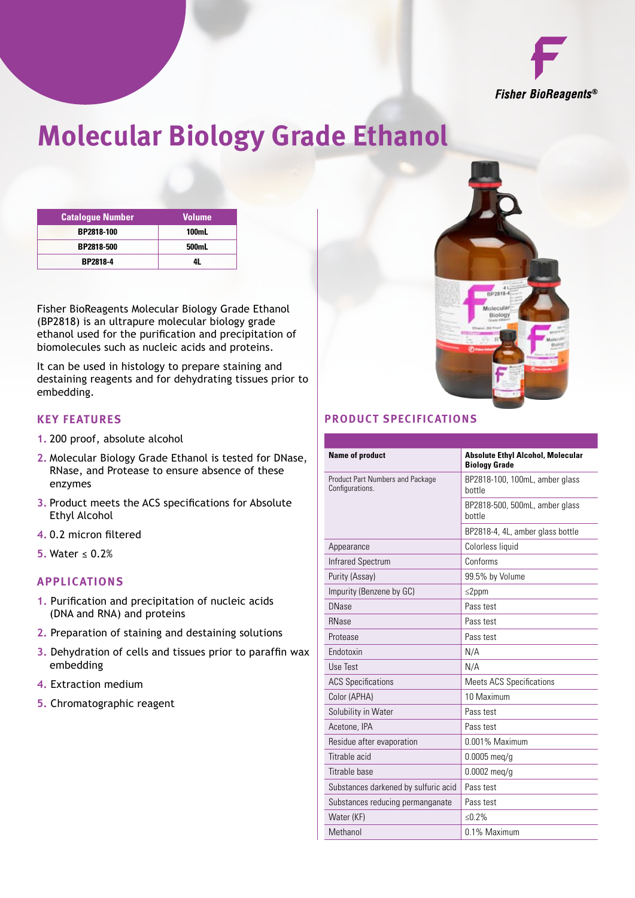Fisher BioReagents®

# Molecular Biology Grade Ethanol

| Catalogue Number | Volume |
|---|---|
| BP2818-100 | 100mL |
| BP2818-500 | 500mL |
| BP2818-4 | 4L |

Fisher BioReagents Molecular Biology Grade Ethanol (BP2818) is an ultrapure molecular biology grade ethanol used for the purification and precipitation of biomolecules such as nucleic acids and proteins.

It can be used in histology to prepare staining and destaining reagents and for dehydrating tissues prior to embedding.

## KEY FEATURES

1. 200 proof, absolute alcohol
2. Molecular Biology Grade Ethanol is tested for DNase, RNase, and Protease to ensure absence of these enzymes
3. Product meets the ACS specifications for Absolute Ethyl Alcohol
4. 0.2 micron filtered
5. Water ≤ 0.2%

## APPLICATIONS

1. Purification and precipitation of nucleic acids (DNA and RNA) and proteins
2. Preparation of staining and destaining solutions
3. Dehydration of cells and tissues prior to paraffin wax embedding
4. Extraction medium
5. Chromatographic reagent

## PRODUCT SPECIFICATIONS

| **Name of product** | **Absolute Ethyl Alcohol, Molecular Biology Grade** |
|---|---|
| Product Part Numbers and Package Configurations. | BP2818-100, 100mL, amber glass bottle |
| | BP2818-500, 500mL, amber glass bottle |
| | BP2818-4, 4L, amber glass bottle |
| Appearance | Colorless liquid |
| Infrared Spectrum | Conforms |
| Purity (Assay) | 99.5% by Volume |
| Impurity (Benzene by GC) | ≤2ppm |
| DNase | Pass test |
| RNase | Pass test |
| Protease | Pass test |
| Endotoxin | N/A |
| Use Test | N/A |
| ACS Specifications | Meets ACS Specifications |
| Color (APHA) | 10 Maximum |
| Solubility in Water | Pass test |
| Acetone, IPA | Pass test |
| Residue after evaporation | 0.001% Maximum |
| Titrable acid | 0.0005 meq/g |
| Titrable base | 0.0002 meq/g |
| Substances darkened by sulfuric acid | Pass test |
| Substances reducing permanganate | Pass test |
| Water (KF) | ≤0.2% |
| Methanol | 0.1% Maximum |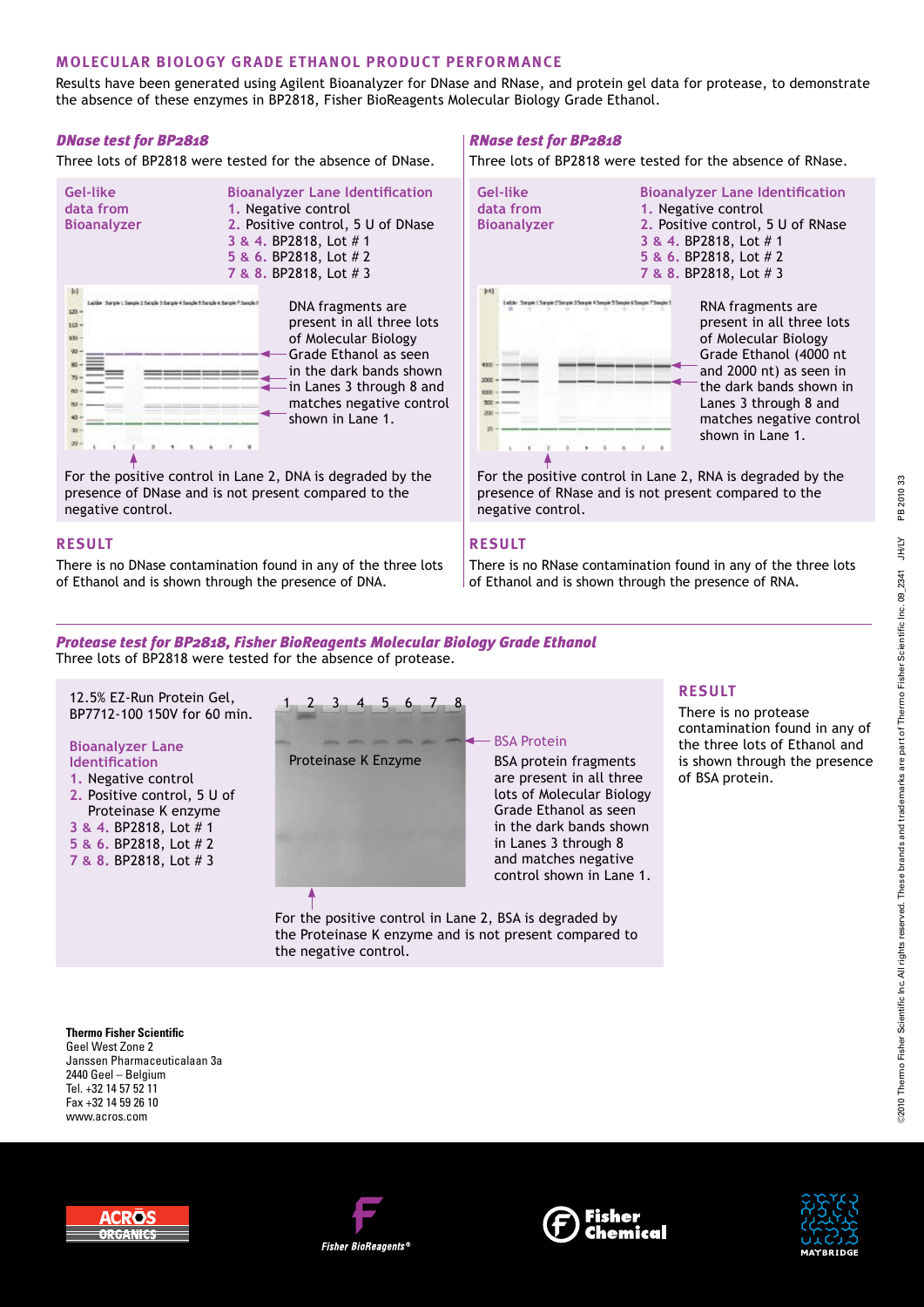## MOLECULAR BIOLOGY GRADE ETHANOL PRODUCT PERFORMANCE

Results have been generated using Agilent Bioanalyzer for DNase and RNase, and protein gel data for protease, to demonstrate the absence of these enzymes in BP2818, Fisher BioReagents Molecular Biology Grade Ethanol.

### *DNase test for BP2818*

Three lots of BP2818 were tested for the absence of DNase.

Gel-like data from Bioanalyzer

Bioanalyzer Lane Identification

1. Negative control
2. Positive control, 5 U of DNase

3 & 4. BP2818, Lot # 1
5 & 6. BP2818, Lot # 2
7 & 8. BP2818, Lot # 3

DNA fragments are present in all three lots of Molecular Biology Grade Ethanol as seen in the dark bands shown in Lanes 3 through 8 and matches negative control shown in Lane 1.

For the positive control in Lane 2, DNA is degraded by the presence of DNase and is not present compared to the negative control.

#### RESULT

There is no DNase contamination found in any of the three lots of Ethanol and is shown through the presence of DNA.

### *RNase test for BP2818*

Three lots of BP2818 were tested for the absence of RNase.

Gel-like data from Bioanalyzer

Bioanalyzer Lane Identification

1. Negative control
2. Positive control, 5 U of RNase

3 & 4. BP2818, Lot # 1
5 & 6. BP2818, Lot # 2
7 & 8. BP2818, Lot # 3

RNA fragments are present in all three lots of Molecular Biology Grade Ethanol (4000 nt and 2000 nt) as seen in the dark bands shown in Lanes 3 through 8 and matches negative control shown in Lane 1.

For the positive control in Lane 2, RNA is degraded by the presence of RNase and is not present compared to the negative control.

#### RESULT

There is no RNase contamination found in any of the three lots of Ethanol and is shown through the presence of RNA.

### *Protease test for BP2818, Fisher BioReagents Molecular Biology Grade Ethanol*

Three lots of BP2818 were tested for the absence of protease.

12.5% EZ-Run Protein Gel, BP7712-100 150V for 60 min.

Bioanalyzer Lane Identification

1. Negative control
2. Positive control, 5 U of Proteinase K enzyme

3 & 4. BP2818, Lot # 1
5 & 6. BP2818, Lot # 2
7 & 8. BP2818, Lot # 3

1 2 3 4 5 6 7 8

Proteinase K Enzyme

BSA Protein

BSA protein fragments are present in all three lots of Molecular Biology Grade Ethanol as seen in the dark bands shown in Lanes 3 through 8 and matches negative control shown in Lane 1.

For the positive control in Lane 2, BSA is degraded by the Proteinase K enzyme and is not present compared to the negative control.

#### RESULT

There is no protease contamination found in any of the three lots of Ethanol and is shown through the presence of BSA protein.

**Thermo Fisher Scientific**
Geel West Zone 2
Janssen Pharmaceuticalaan 3a
2440 Geel – Belgium
Tel. +32 14 57 52 11
Fax +32 14 59 26 10
www.acros.com

©2010 Thermo Fisher Scientific Inc. All rights reserved. These brands and trademarks are part of Thermo Fisher Scientific Inc. 09_2341 JH/LY PB 2010 33

ACROS ORGANICS | Fisher BioReagents® | Fisher Chemical | MAYBRIDGE